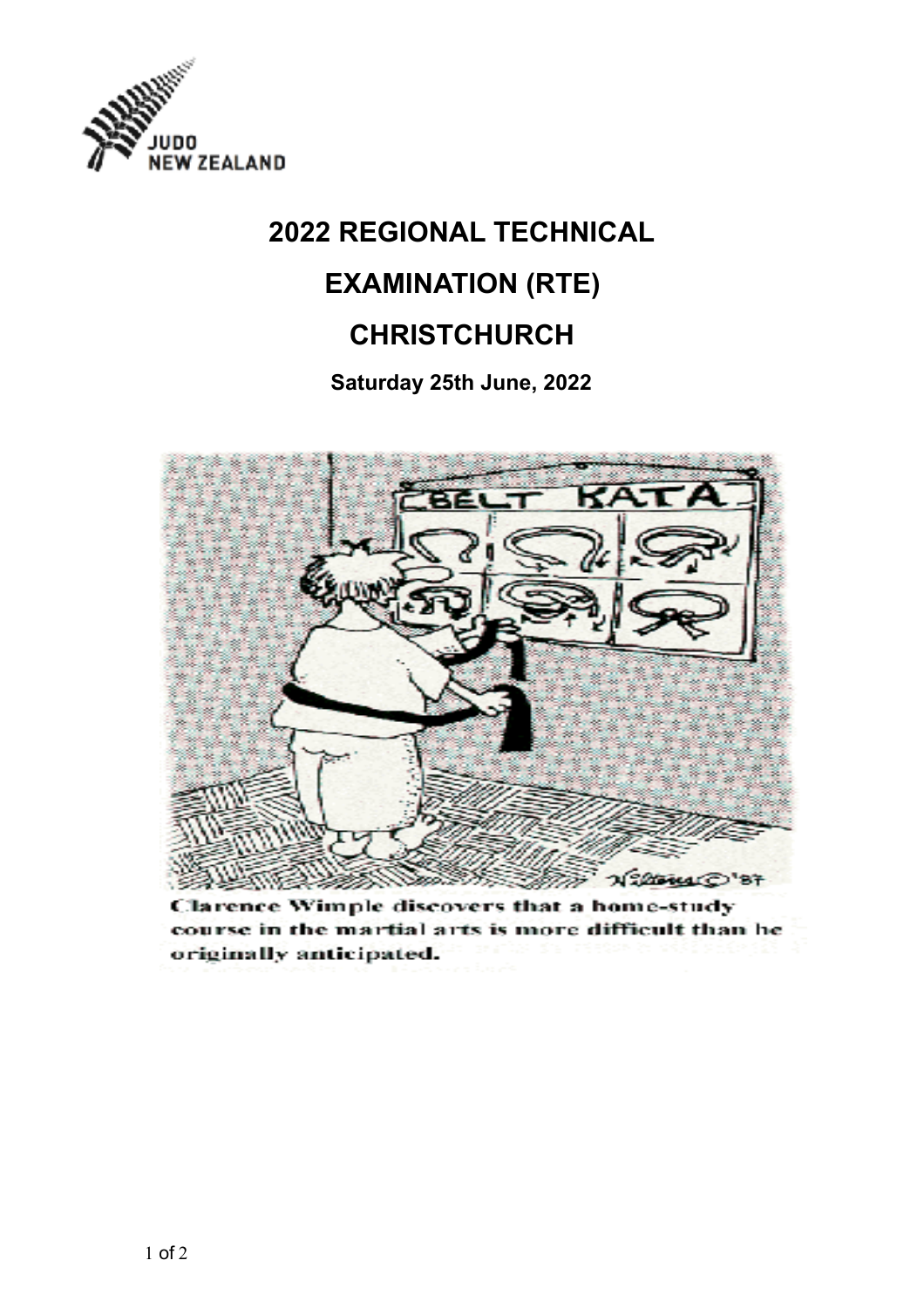# 2022 REGIONAL TECHNICAL EXAMINATION (RTE)

# CHRISTCHURCH

**Saturday 25th June, 2022**

Clarence Wimple discovers that a home-study course in the martial arts is more difficult than he originally anticipated.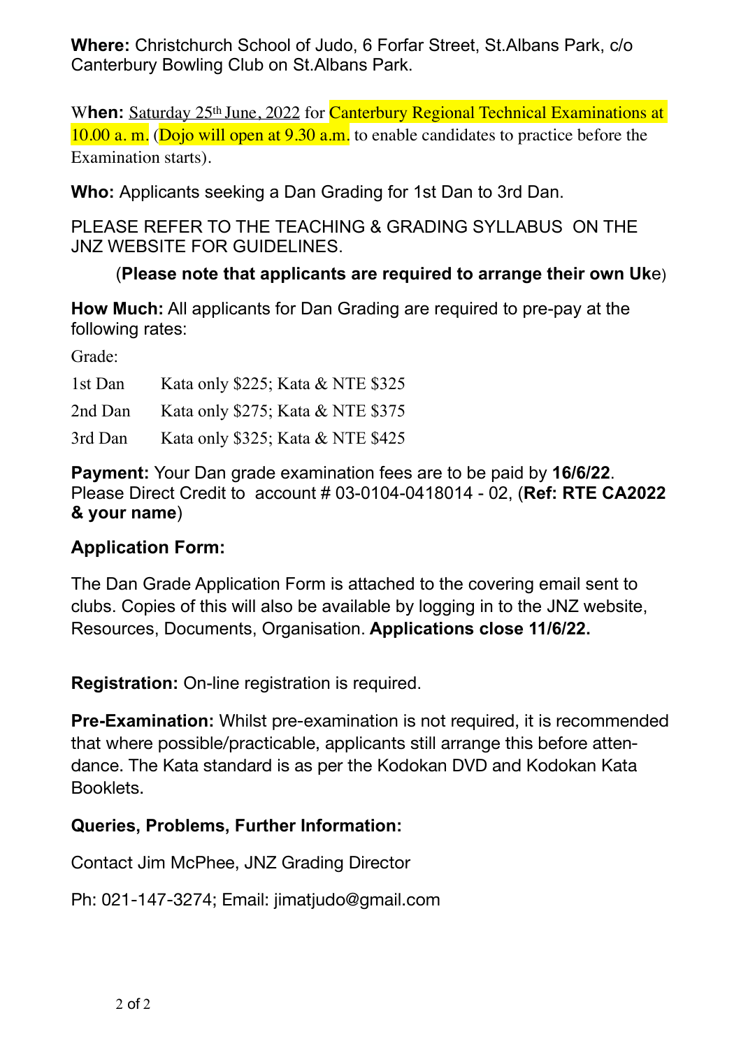**Where:** Christchurch School of Judo, 6 Forfar Street, St.Albans Park, c/o Canterbury Bowling Club on St.Albans Park.

**When:** Saturday 25th June, 2022 for Canterbury Regional Technical Examinations at 10.00 a. m. (Dojo will open at 9.30 a.m. to enable candidates to practice before the Examination starts).

**Who:** Applicants seeking a Dan Grading for 1st Dan to 3rd Dan.

PLEASE REFER TO THE TEACHING & GRADING SYLLABUS ON THE JNZ WEBSITE FOR GUIDELINES.

(**Please note that applicants are required to arrange their own Uke**)

**How Much:** All applicants for Dan Grading are required to pre-pay at the following rates:

| Grade: | |
|---|---|
| 1st Dan | Kata only $225; Kata & NTE $325 |
| 2nd Dan | Kata only $275; Kata & NTE $375 |
| 3rd Dan | Kata only $325; Kata & NTE $425 |

**Payment:** Your Dan grade examination fees are to be paid by **16/6/22**. Please Direct Credit to account # 03-0104-0418014 - 02, (**Ref: RTE CA2022 & your name**)

**Application Form:**

The Dan Grade Application Form is attached to the covering email sent to clubs. Copies of this will also be available by logging in to the JNZ website, Resources, Documents, Organisation. **Applications close 11/6/22.**

**Registration:** On-line registration is required.

**Pre-Examination:** Whilst pre-examination is not required, it is recommended that where possible/practicable, applicants still arrange this before attendance. The Kata standard is as per the Kodokan DVD and Kodokan Kata Booklets.

**Queries, Problems, Further Information:**

Contact Jim McPhee, JNZ Grading Director

Ph: 021-147-3274; Email: jimatjudo@gmail.com